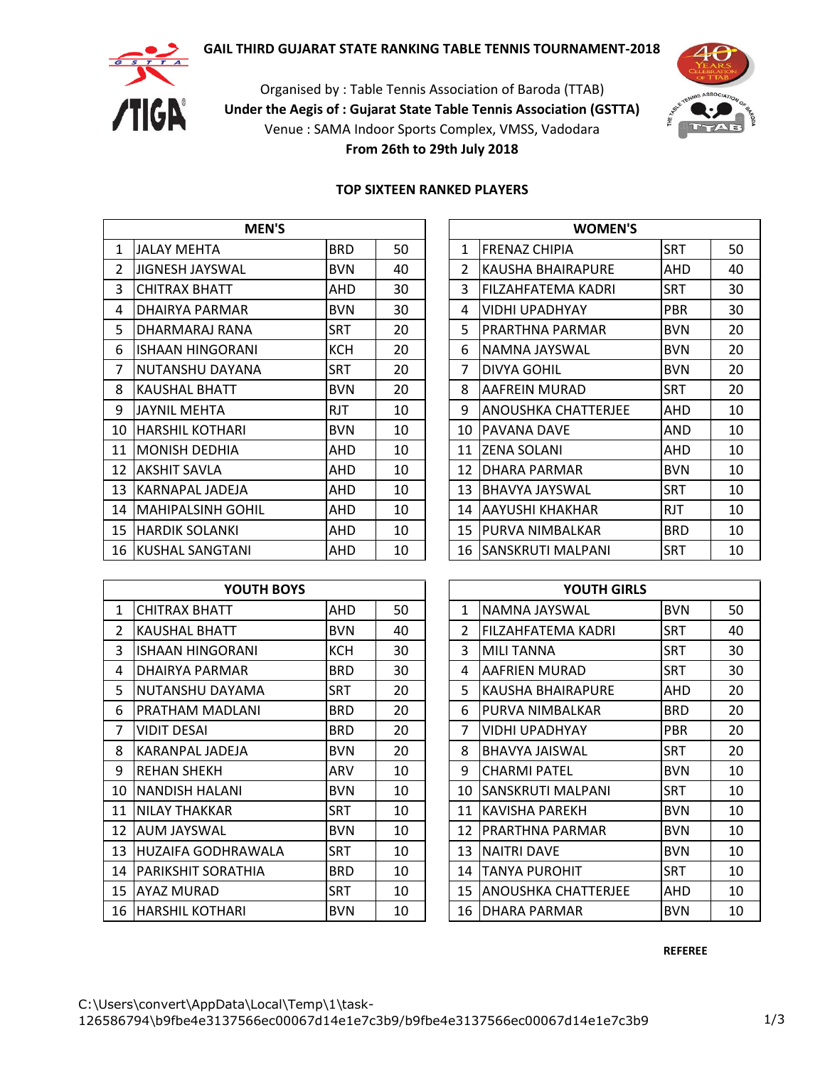# GAIL THIRD GUJARAT STATE RANKING TABLE TENNIS TOURNAMENT-2018

Organised by : Table Tennis Association of Baroda (TTAB)

**Under the Aegis of : Gujarat State Table Tennis Association (GSTTA)**

Venue : SAMA Indoor Sports Complex, VMSS, Vadodara

**From 26th to 29th July 2018**

## TOP SIXTEEN RANKED PLAYERS

| MEN'S | | | |
|---|---|---|---|
| 1 | JALAY MEHTA | BRD | 50 |
| 2 | JIGNESH JAYSWAL | BVN | 40 |
| 3 | CHITRAX BHATT | AHD | 30 |
| 4 | DHAIRYA PARMAR | BVN | 30 |
| 5 | DHARMARAJ RANA | SRT | 20 |
| 6 | ISHAAN HINGORANI | KCH | 20 |
| 7 | NUTANSHU DAYANA | SRT | 20 |
| 8 | KAUSHAL BHATT | BVN | 20 |
| 9 | JAYNIL MEHTA | RJT | 10 |
| 10 | HARSHIL KOTHARI | BVN | 10 |
| 11 | MONISH DEDHIA | AHD | 10 |
| 12 | AKSHIT SAVLA | AHD | 10 |
| 13 | KARNAPAL JADEJA | AHD | 10 |
| 14 | MAHIPALSINH GOHIL | AHD | 10 |
| 15 | HARDIK SOLANKI | AHD | 10 |
| 16 | KUSHAL SANGTANI | AHD | 10 |

| WOMEN'S | | | |
|---|---|---|---|
| 1 | FRENAZ CHIPIA | SRT | 50 |
| 2 | KAUSHA BHAIRAPURE | AHD | 40 |
| 3 | FILZAHFATEMA KADRI | SRT | 30 |
| 4 | VIDHI UPADHYAY | PBR | 30 |
| 5 | PRARTHNA PARMAR | BVN | 20 |
| 6 | NAMNA JAYSWAL | BVN | 20 |
| 7 | DIVYA GOHIL | BVN | 20 |
| 8 | AAFREIN MURAD | SRT | 20 |
| 9 | ANOUSHKA CHATTERJEE | AHD | 10 |
| 10 | PAVANA DAVE | AND | 10 |
| 11 | ZENA SOLANI | AHD | 10 |
| 12 | DHARA PARMAR | BVN | 10 |
| 13 | BHAVYA JAYSWAL | SRT | 10 |
| 14 | AAYUSHI KHAKHAR | RJT | 10 |
| 15 | PURVA NIMBALKAR | BRD | 10 |
| 16 | SANSKRUTI MALPANI | SRT | 10 |

| YOUTH BOYS | | | |
|---|---|---|---|
| 1 | CHITRAX BHATT | AHD | 50 |
| 2 | KAUSHAL BHATT | BVN | 40 |
| 3 | ISHAAN HINGORANI | KCH | 30 |
| 4 | DHAIRYA PARMAR | BRD | 30 |
| 5 | NUTANSHU DAYAMA | SRT | 20 |
| 6 | PRATHAM MADLANI | BRD | 20 |
| 7 | VIDIT DESAI | BRD | 20 |
| 8 | KARANPAL JADEJA | BVN | 20 |
| 9 | REHAN SHEKH | ARV | 10 |
| 10 | NANDISH HALANI | BVN | 10 |
| 11 | NILAY THAKKAR | SRT | 10 |
| 12 | AUM JAYSWAL | BVN | 10 |
| 13 | HUZAIFA GODHRAWALA | SRT | 10 |
| 14 | PARIKSHIT SORATHIA | BRD | 10 |
| 15 | AYAZ MURAD | SRT | 10 |
| 16 | HARSHIL KOTHARI | BVN | 10 |

| YOUTH GIRLS | | | |
|---|---|---|---|
| 1 | NAMNA JAYSWAL | BVN | 50 |
| 2 | FILZAHFATEMA KADRI | SRT | 40 |
| 3 | MILI TANNA | SRT | 30 |
| 4 | AAFRIEN MURAD | SRT | 30 |
| 5 | KAUSHA BHAIRAPURE | AHD | 20 |
| 6 | PURVA NIMBALKAR | BRD | 20 |
| 7 | VIDHI UPADHYAY | PBR | 20 |
| 8 | BHAVYA JAISWAL | SRT | 20 |
| 9 | CHARMI PATEL | BVN | 10 |
| 10 | SANSKRUTI MALPANI | SRT | 10 |
| 11 | KAVISHA PAREKH | BVN | 10 |
| 12 | PRARTHNA PARMAR | BVN | 10 |
| 13 | NAITRI DAVE | BVN | 10 |
| 14 | TANYA PUROHIT | SRT | 10 |
| 15 | ANOUSHKA CHATTERJEE | AHD | 10 |
| 16 | DHARA PARMAR | BVN | 10 |

**REFEREE**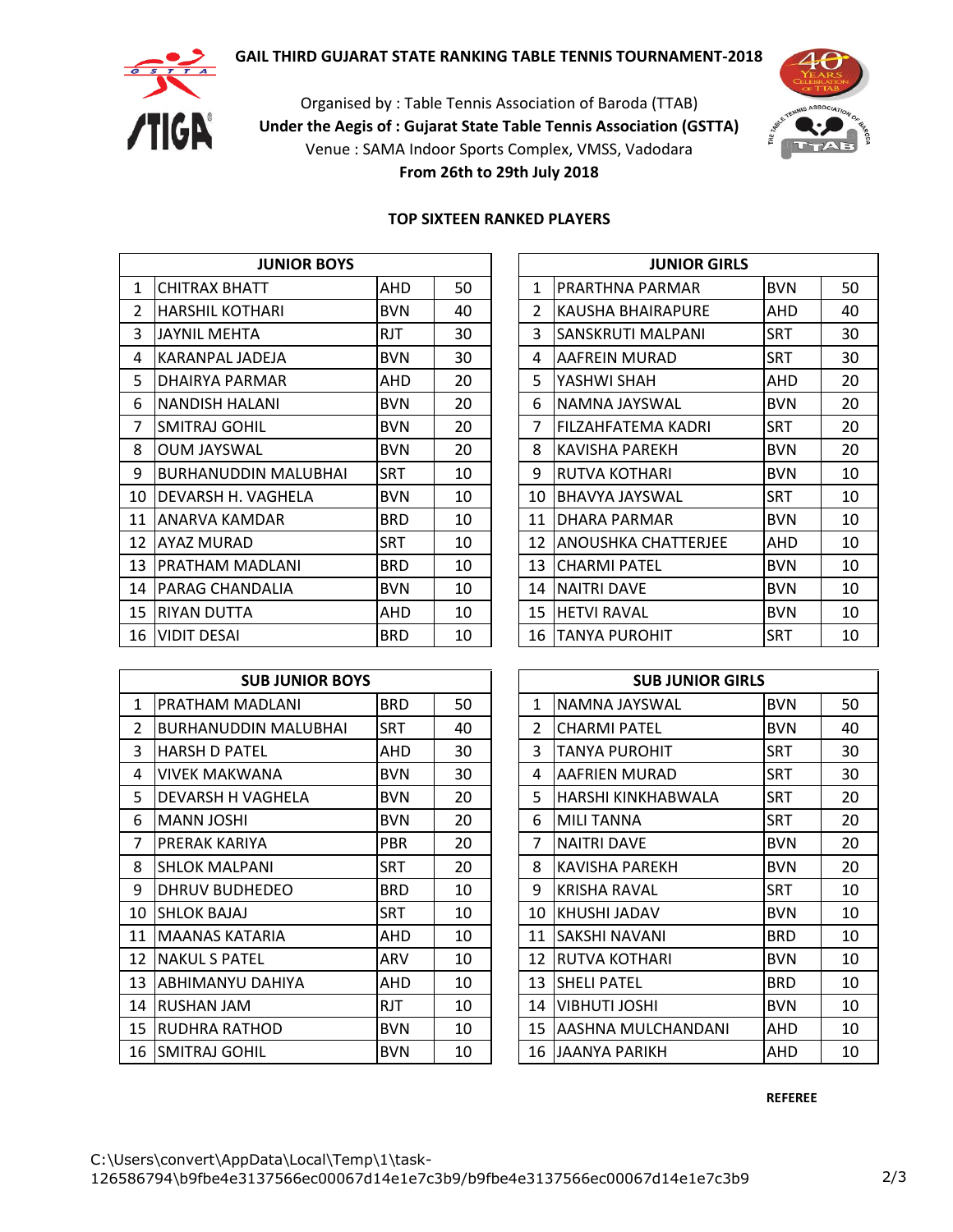**GAIL THIRD GUJARAT STATE RANKING TABLE TENNIS TOURNAMENT-2018**

Organised by : Table Tennis Association of Baroda (TTAB)

**Under the Aegis of : Gujarat State Table Tennis Association (GSTTA)**

Venue : SAMA Indoor Sports Complex, VMSS, Vadodara

**From 26th to 29th July 2018**

**TOP SIXTEEN RANKED PLAYERS**

| JUNIOR BOYS | | | |
|---|---|---|---|
| 1 | CHITRAX BHATT | AHD | 50 |
| 2 | HARSHIL KOTHARI | BVN | 40 |
| 3 | JAYNIL MEHTA | RJT | 30 |
| 4 | KARANPAL JADEJA | BVN | 30 |
| 5 | DHAIRYA PARMAR | AHD | 20 |
| 6 | NANDISH HALANI | BVN | 20 |
| 7 | SMITRAJ GOHIL | BVN | 20 |
| 8 | OUM JAYSWAL | BVN | 20 |
| 9 | BURHANUDDIN MALUBHAI | SRT | 10 |
| 10 | DEVARSH H. VAGHELA | BVN | 10 |
| 11 | ANARVA KAMDAR | BRD | 10 |
| 12 | AYAZ MURAD | SRT | 10 |
| 13 | PRATHAM MADLANI | BRD | 10 |
| 14 | PARAG CHANDALIA | BVN | 10 |
| 15 | RIYAN DUTTA | AHD | 10 |
| 16 | VIDIT DESAI | BRD | 10 |

| JUNIOR GIRLS | | | |
|---|---|---|---|
| 1 | PRARTHNA PARMAR | BVN | 50 |
| 2 | KAUSHA BHAIRAPURE | AHD | 40 |
| 3 | SANSKRUTI MALPANI | SRT | 30 |
| 4 | AAFREIN MURAD | SRT | 30 |
| 5 | YASHWI SHAH | AHD | 20 |
| 6 | NAMNA JAYSWAL | BVN | 20 |
| 7 | FILZAHFATEMA KADRI | SRT | 20 |
| 8 | KAVISHA PAREKH | BVN | 20 |
| 9 | RUTVA KOTHARI | BVN | 10 |
| 10 | BHAVYA JAYSWAL | SRT | 10 |
| 11 | DHARA PARMAR | BVN | 10 |
| 12 | ANOUSHKA CHATTERJEE | AHD | 10 |
| 13 | CHARMI PATEL | BVN | 10 |
| 14 | NAITRI DAVE | BVN | 10 |
| 15 | HETVI RAVAL | BVN | 10 |
| 16 | TANYA PUROHIT | SRT | 10 |

| SUB JUNIOR BOYS | | | |
|---|---|---|---|
| 1 | PRATHAM MADLANI | BRD | 50 |
| 2 | BURHANUDDIN MALUBHAI | SRT | 40 |
| 3 | HARSH D PATEL | AHD | 30 |
| 4 | VIVEK MAKWANA | BVN | 30 |
| 5 | DEVARSH H VAGHELA | BVN | 20 |
| 6 | MANN JOSHI | BVN | 20 |
| 7 | PRERAK KARIYA | PBR | 20 |
| 8 | SHLOK MALPANI | SRT | 20 |
| 9 | DHRUV BUDHEDEO | BRD | 10 |
| 10 | SHLOK BAJAJ | SRT | 10 |
| 11 | MAANAS KATARIA | AHD | 10 |
| 12 | NAKUL S PATEL | ARV | 10 |
| 13 | ABHIMANYU DAHIYA | AHD | 10 |
| 14 | RUSHAN JAM | RJT | 10 |
| 15 | RUDHRA RATHOD | BVN | 10 |
| 16 | SMITRAJ GOHIL | BVN | 10 |

| SUB JUNIOR GIRLS | | | |
|---|---|---|---|
| 1 | NAMNA JAYSWAL | BVN | 50 |
| 2 | CHARMI PATEL | BVN | 40 |
| 3 | TANYA PUROHIT | SRT | 30 |
| 4 | AAFRIEN MURAD | SRT | 30 |
| 5 | HARSHI KINKHABWALA | SRT | 20 |
| 6 | MILI TANNA | SRT | 20 |
| 7 | NAITRI DAVE | BVN | 20 |
| 8 | KAVISHA PAREKH | BVN | 20 |
| 9 | KRISHA RAVAL | SRT | 10 |
| 10 | KHUSHI JADAV | BVN | 10 |
| 11 | SAKSHI NAVANI | BRD | 10 |
| 12 | RUTVA KOTHARI | BVN | 10 |
| 13 | SHELI PATEL | BRD | 10 |
| 14 | VIBHUTI JOSHI | BVN | 10 |
| 15 | AASHNA MULCHANDANI | AHD | 10 |
| 16 | JAANYA PARIKH | AHD | 10 |

**REFEREE**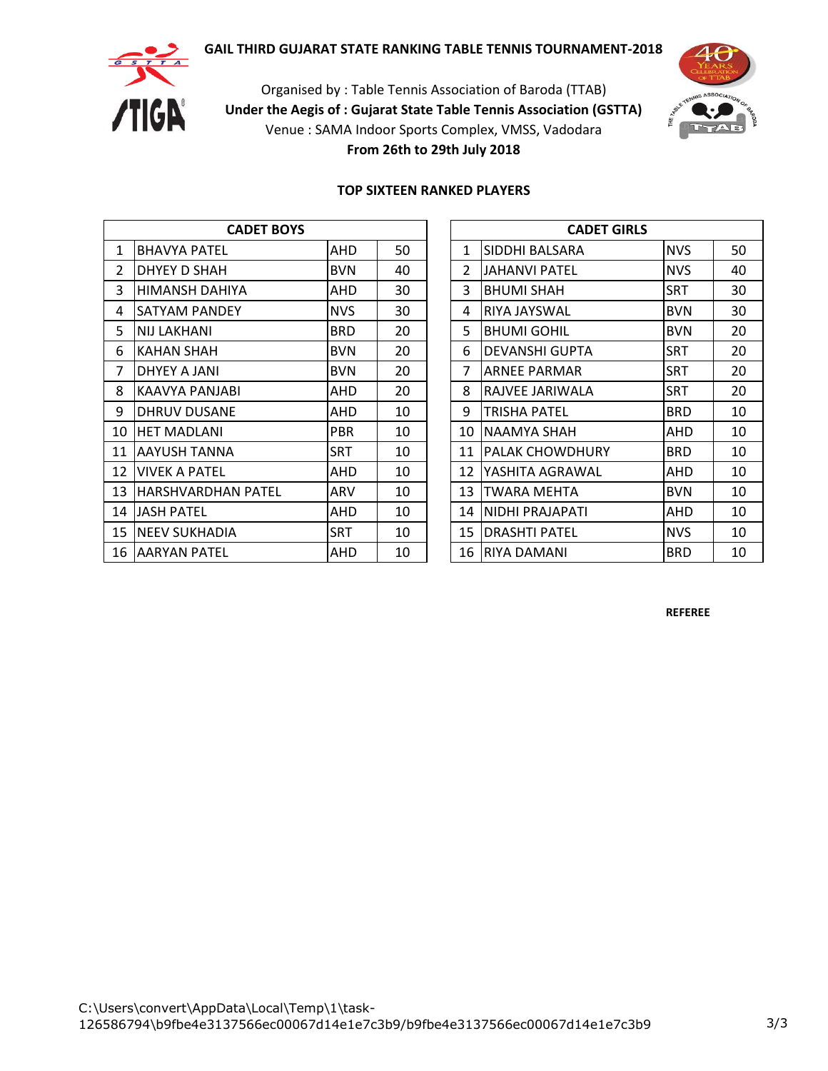**GAIL THIRD GUJARAT STATE RANKING TABLE TENNIS TOURNAMENT-2018**

Organised by : Table Tennis Association of Baroda (TTAB)

**Under the Aegis of : Gujarat State Table Tennis Association (GSTTA)**

Venue : SAMA Indoor Sports Complex, VMSS, Vadodara

**From 26th to 29th July 2018**

## TOP SIXTEEN RANKED PLAYERS

| CADET BOYS | | | |
|---|---|---|---|
| 1 | BHAVYA PATEL | AHD | 50 |
| 2 | DHYEY D SHAH | BVN | 40 |
| 3 | HIMANSH DAHIYA | AHD | 30 |
| 4 | SATYAM PANDEY | NVS | 30 |
| 5 | NIJ LAKHANI | BRD | 20 |
| 6 | KAHAN SHAH | BVN | 20 |
| 7 | DHYEY A JANI | BVN | 20 |
| 8 | KAAVYA PANJABI | AHD | 20 |
| 9 | DHRUV DUSANE | AHD | 10 |
| 10 | HET MADLANI | PBR | 10 |
| 11 | AAYUSH TANNA | SRT | 10 |
| 12 | VIVEK A PATEL | AHD | 10 |
| 13 | HARSHVARDHAN PATEL | ARV | 10 |
| 14 | JASH PATEL | AHD | 10 |
| 15 | NEEV SUKHADIA | SRT | 10 |
| 16 | AARYAN PATEL | AHD | 10 |

| CADET GIRLS | | | |
|---|---|---|---|
| 1 | SIDDHI BALSARA | NVS | 50 |
| 2 | JAHANVI PATEL | NVS | 40 |
| 3 | BHUMI SHAH | SRT | 30 |
| 4 | RIYA JAYSWAL | BVN | 30 |
| 5 | BHUMI GOHIL | BVN | 20 |
| 6 | DEVANSHI GUPTA | SRT | 20 |
| 7 | ARNEE PARMAR | SRT | 20 |
| 8 | RAJVEE JARIWALA | SRT | 20 |
| 9 | TRISHA PATEL | BRD | 10 |
| 10 | NAAMYA SHAH | AHD | 10 |
| 11 | PALAK CHOWDHURY | BRD | 10 |
| 12 | YASHITA AGRAWAL | AHD | 10 |
| 13 | TWARA MEHTA | BVN | 10 |
| 14 | NIDHI PRAJAPATI | AHD | 10 |
| 15 | DRASHTI PATEL | NVS | 10 |
| 16 | RIYA DAMANI | BRD | 10 |

**REFEREE**